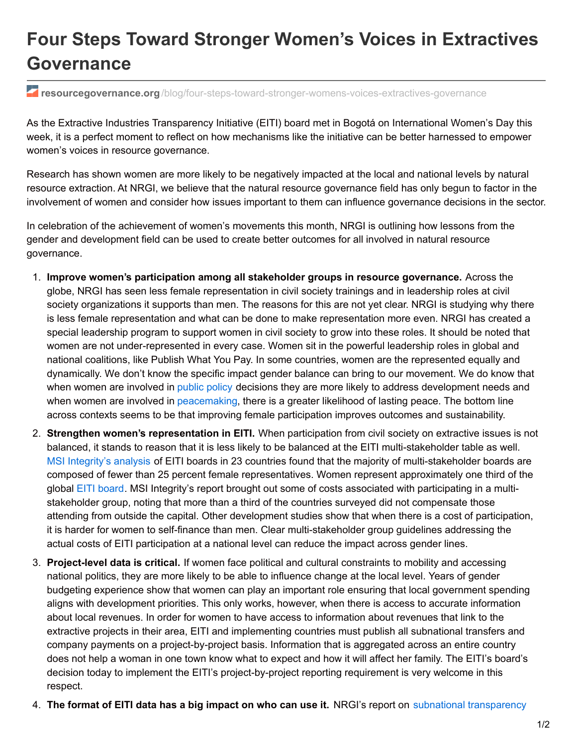# Four Steps Toward Stronger Women's Voices in Extractives Governance

resourcegovernance.org/blog/four-steps-toward-stronger-womens-voices-extractives-governance

As the Extractive Industries Transparency Initiative (EITI) board met in Bogotá on International Women's Day this week, it is a perfect moment to reflect on how mechanisms like the initiative can be better harnessed to empower women's voices in resource governance.

Research has shown women are more likely to be negatively impacted at the local and national levels by natural resource extraction. At NRGI, we believe that the natural resource governance field has only begun to factor in the involvement of women and consider how issues important to them can influence governance decisions in the sector.

In celebration of the achievement of women's movements this month, NRGI is outlining how lessons from the gender and development field can be used to create better outcomes for all involved in natural resource governance.

1. **Improve women's participation among all stakeholder groups in resource governance.** Across the globe, NRGI has seen less female representation in civil society trainings and in leadership roles at civil society organizations it supports than men. The reasons for this are not yet clear. NRGI is studying why there is less female representation and what can be done to make representation more even. NRGI has created a special leadership program to support women in civil society to grow into these roles. It should be noted that women are not under-represented in every case. Women sit in the powerful leadership roles in global and national coalitions, like Publish What You Pay. In some countries, women are the represented equally and dynamically. We don't know the specific impact gender balance can bring to our movement. We do know that when women are involved in public policy decisions they are more likely to address development needs and when women are involved in peacemaking, there is a greater likelihood of lasting peace. The bottom line across contexts seems to be that improving female participation improves outcomes and sustainability.
2. **Strengthen women's representation in EITI.** When participation from civil society on extractive issues is not balanced, it stands to reason that it is less likely to be balanced at the EITI multi-stakeholder table as well. MSI Integrity's analysis of EITI boards in 23 countries found that the majority of multi-stakeholder boards are composed of fewer than 25 percent female representatives. Women represent approximately one third of the global EITI board. MSI Integrity's report brought out some of costs associated with participating in a multi-stakeholder group, noting that more than a third of the countries surveyed did not compensate those attending from outside the capital. Other development studies show that when there is a cost of participation, it is harder for women to self-finance than men. Clear multi-stakeholder group guidelines addressing the actual costs of EITI participation at a national level can reduce the impact across gender lines.
3. **Project-level data is critical.** If women face political and cultural constraints to mobility and accessing national politics, they are more likely to be able to influence change at the local level. Years of gender budgeting experience show that women can play an important role ensuring that local government spending aligns with development priorities. This only works, however, when there is access to accurate information about local revenues. In order for women to have access to information about revenues that link to the extractive projects in their area, EITI and implementing countries must publish all subnational transfers and company payments on a project-by-project basis. Information that is aggregated across an entire country does not help a woman in one town know what to expect and how it will affect her family. The EITI's board's decision today to implement the EITI's project-by-project reporting requirement is very welcome in this respect.
4. **The format of EITI data has a big impact on who can use it.** NRGI's report on subnational transparency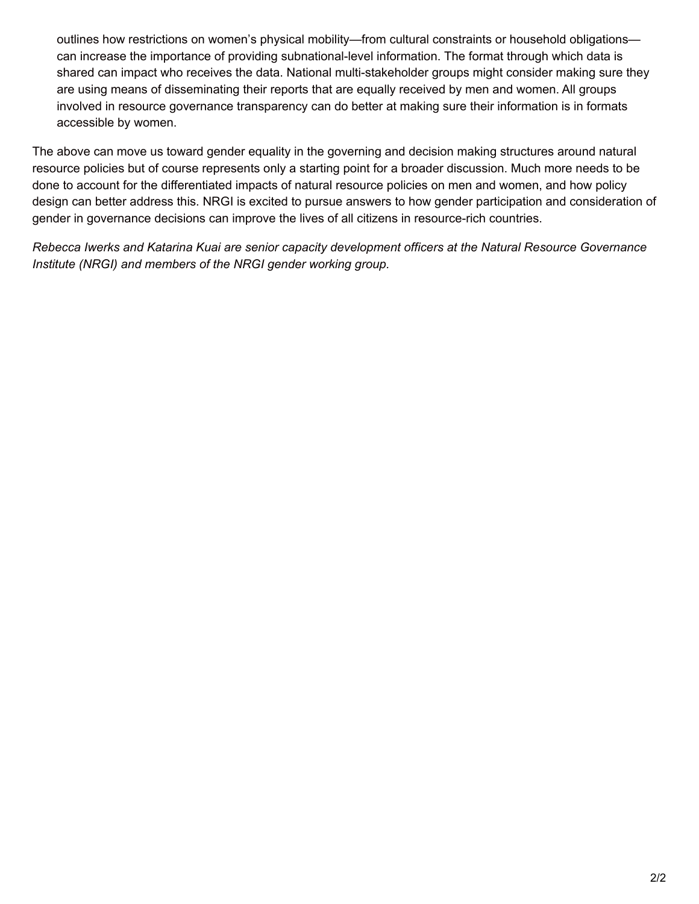outlines how restrictions on women's physical mobility—from cultural constraints or household obligations—can increase the importance of providing subnational-level information. The format through which data is shared can impact who receives the data. National multi-stakeholder groups might consider making sure they are using means of disseminating their reports that are equally received by men and women. All groups involved in resource governance transparency can do better at making sure their information is in formats accessible by women.

The above can move us toward gender equality in the governing and decision making structures around natural resource policies but of course represents only a starting point for a broader discussion. Much more needs to be done to account for the differentiated impacts of natural resource policies on men and women, and how policy design can better address this. NRGI is excited to pursue answers to how gender participation and consideration of gender in governance decisions can improve the lives of all citizens in resource-rich countries.

*Rebecca Iwerks and Katarina Kuai are senior capacity development officers at the Natural Resource Governance Institute (NRGI) and members of the NRGI gender working group.*